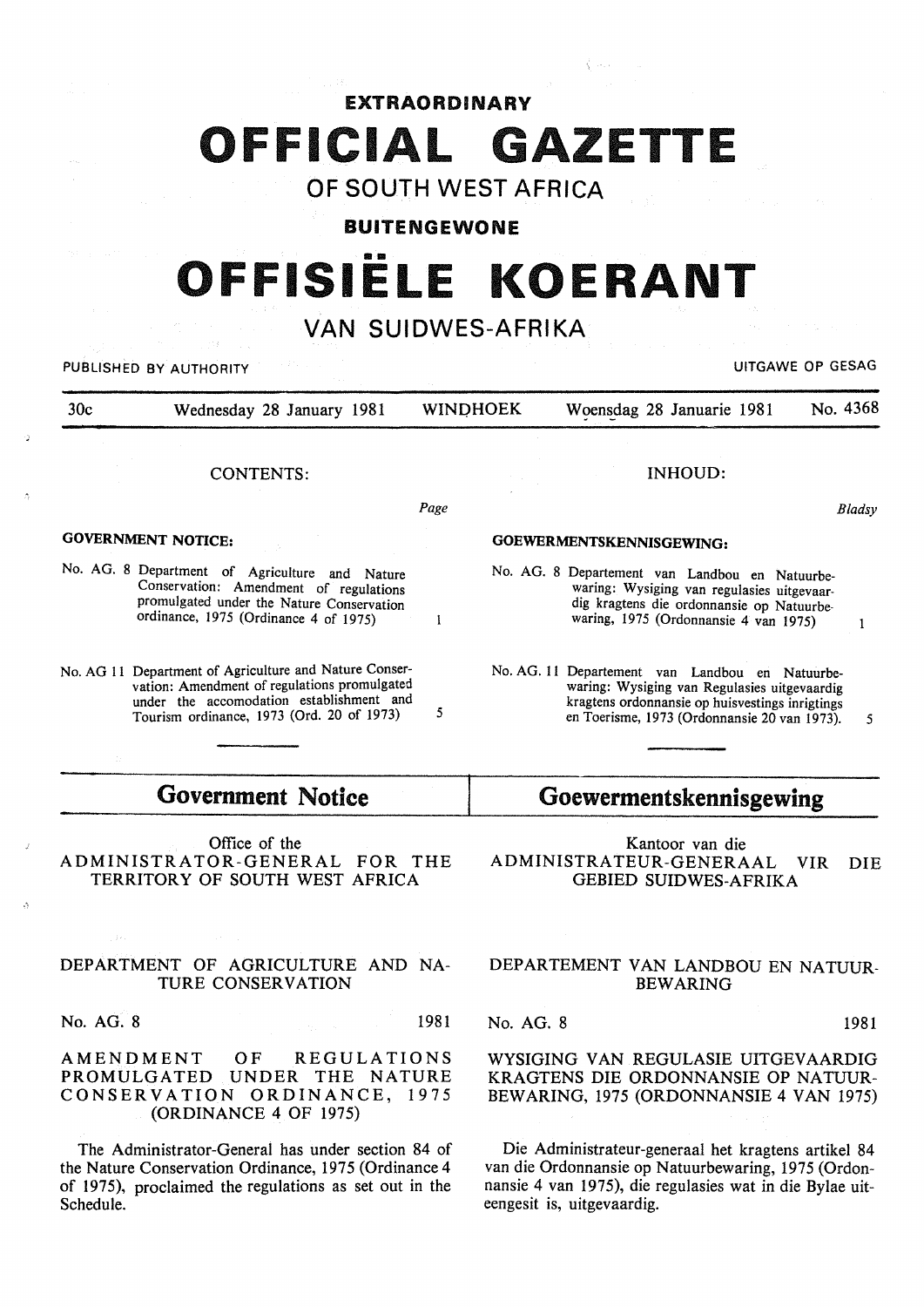**EXTRAORDINARY**

# OFFICIAL GAZETTE

## OF SOUTH WEST AFRICA

**BUITENGEWONE**

# OFFISIËLE KOERANT

## VAN SUIDWES-AFRIKA

PUBLISHED BY AUTHORITY — UITGAWE OP GESAG

30c — Wednesday 28 January 1981 — WINDHOEK — Woensdag 28 Januarie 1981 — No. 4368

### CONTENTS:

| | Page |
|---|---|
| **GOVERNMENT NOTICE:** | |
| No. AG. 8 Department of Agriculture and Nature Conservation: Amendment of regulations promulgated under the Nature Conservation ordinance, 1975 (Ordinance 4 of 1975) | 1 |
| No. AG 11 Department of Agriculture and Nature Conservation: Amendment of regulations promulgated under the accomodation establishment and Tourism ordinance, 1973 (Ord. 20 of 1973) | 5 |

### INHOUD:

| | Bladsy |
|---|---|
| **GOEWERMENTSKENNISGEWING:** | |
| No. AG. 8 Departement van Landbou en Natuurbewaring: Wysiging van regulasies uitgevaardig kragtens die ordonnansie op Natuurbewaring, 1975 (Ordonnansie 4 van 1975) | 1 |
| No. AG. 11 Departement van Landbou en Natuurbewaring: Wysiging van Regulasies uitgevaardig kragtens ordonnansie op huisvestings inrigtings en Toerisme, 1973 (Ordonnansie 20 van 1973). | 5 |

## Government Notice

Office of the
ADMINISTRATOR-GENERAL FOR THE TERRITORY OF SOUTH WEST AFRICA

DEPARTMENT OF AGRICULTURE AND NATURE CONSERVATION

No. AG. 8 — 1981

AMENDMENT OF REGULATIONS PROMULGATED UNDER THE NATURE CONSERVATION ORDINANCE, 1975 (ORDINANCE 4 OF 1975)

The Administrator-General has under section 84 of the Nature Conservation Ordinance, 1975 (Ordinance 4 of 1975), proclaimed the regulations as set out in the Schedule.

## Goewermentskennisgewing

Kantoor van die
ADMINISTRATEUR-GENERAAL VIR DIE GEBIED SUIDWES-AFRIKA

DEPARTEMENT VAN LANDBOU EN NATUURBEWARING

No. AG. 8 — 1981

WYSIGING VAN REGULASIE UITGEVAARDIG KRAGTENS DIE ORDONNANSIE OP NATUURBEWARING, 1975 (ORDONNANSIE 4 VAN 1975)

Die Administrateur-generaal het kragtens artikel 84 van die Ordonnansie op Natuurbewaring, 1975 (Ordonnansie 4 van 1975), die regulasies wat in die Bylae uiteengesit is, uitgevaardig.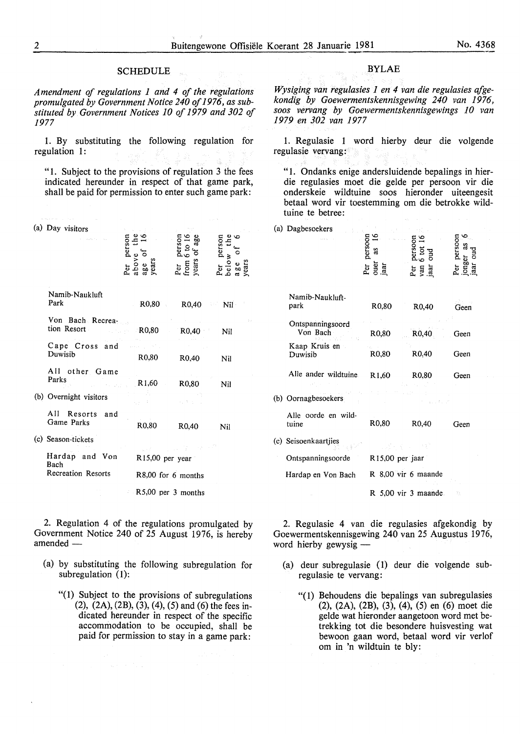## SCHEDULE

*Amendment of regulations 1 and 4 of the regulations promulgated by Government Notice 240 of 1976, as substituted by Government Notices 10 of 1979 and 302 of 1977*

1. By substituting the following regulation for regulation 1:

"1. Subject to the provisions of regulation 3 the fees indicated hereunder in respect of that game park, shall be paid for permission to enter such game park:

| | Per person above the age of 16 years | Per person from 6 to 16 years of age | Per person below the age of 6 years |
|---|---|---|---|
| (a) Day visitors | | | |
| Namib-Naukluft Park | R0,80 | R0,40 | Nil |
| Von Bach Recreation Resort | R0,80 | R0,40 | Nil |
| Cape Cross and Duwisib | R0,80 | R0,40 | Nil |
| All other Game Parks | R1,60 | R0,80 | Nil |
| (b) Overnight visitors | | | |
| All Resorts and Game Parks | R0,80 | R0,40 | Nil |
| (c) Season-tickets | | | |
| Hardap and Von Bach Recreation Resorts | R15,00 per year | | |
| | R8,00 for 6 months | | |
| | R5,00 per 3 months | | |

2. Regulation 4 of the regulations promulgated by Government Notice 240 of 25 August 1976, is hereby amended —

(a) by substituting the following subregulation for subregulation (1):

"(1) Subject to the provisions of subregulations (2), (2A), (2B), (3), (4), (5) and (6) the fees indicated hereunder in respect of the specific accommodation to be occupied, shall be paid for permission to stay in a game park:

## BYLAE

*Wysiging van regulasies 1 en 4 van die regulasies afgekondig by Goewermentskennisgewing 240 van 1976, soos vervang by Goewermentskennisgewings 10 van 1979 en 302 van 1977*

1. Regulasie 1 word hierby deur die volgende regulasie vervang:

"1. Ondanks enige andersluidende bepalings in hierdie regulasies moet die gelde per persoon vir die onderskeie wildtuine soos hieronder uiteengesit betaal word vir toestemming om die betrokke wildtuine te betree:

| | Per persoon ouer as 16 jaar | Per persoon van 6 tot 16 jaar oud | Per persoon jonger as 6 jaar oud |
|---|---|---|---|
| (a) Dagbesoekers | | | |
| Namib-Naukluft-park | R0,80 | R0,40 | Geen |
| Ontspanningsoord Von Bach | R0,80 | R0,40 | Geen |
| Kaap Kruis en Duwisib | R0,80 | R0,40 | Geen |
| Alle ander wildtuine | R1,60 | R0,80 | Geen |
| (b) Oornagbesoekers | | | |
| Alle oorde en wildtuine | R0,80 | R0,40 | Geen |
| (c) Seisoenkaartjies | | | |
| Ontspanningsoorde | R15,00 per jaar | | |
| Hardap en Von Bach | R 8,00 vir 6 maande | | |
| | R 5,00 vir 3 maande | | |

2. Regulasie 4 van die regulasies afgekondig by Goewermentskennisgewing 240 van 25 Augustus 1976, word hierby gewysig —

(a) deur subregulasie (1) deur die volgende subregulasie te vervang:

"(1) Behoudens die bepalings van subregulasies (2), (2A), (2B), (3), (4), (5) en (6) moet die gelde wat hieronder aangetoon word met betrekking tot die besondere huisvesting wat bewoon gaan word, betaal word vir verlof om in 'n wildtuin te bly: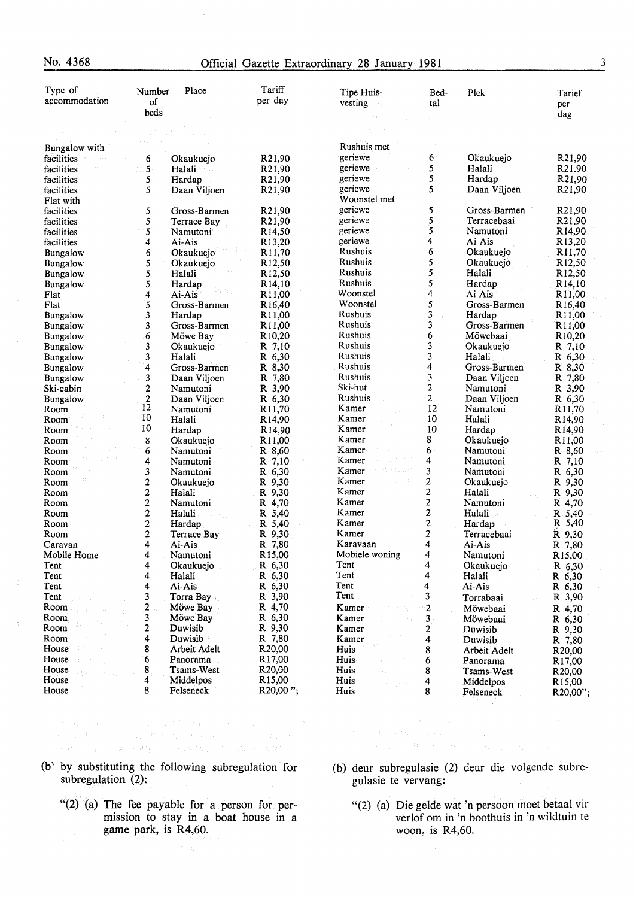| Type of accommodation | Number of beds | Place | Tariff per day | Tipe Huisvesting | Bedtal | Plek | Tarief per dag |
|---|---|---|---|---|---|---|---|
| Bungalow with | | | | Rushuis met | | | |
| facilities | 6 | Okaukuejo | R21,90 | geriewe | 6 | Okaukuejo | R21,90 |
| facilities | 5 | Halali | R21,90 | geriewe | 5 | Halali | R21,90 |
| facilities | 5 | Hardap | R21,90 | geriewe | 5 | Hardap | R21,90 |
| facilities | 5 | Daan Viljoen | R21,90 | geriewe | 5 | Daan Viljoen | R21,90 |
| Flat with | | | | Woonstel met | | | |
| facilities | 5 | Gross-Barmen | R21,90 | geriewe | 5 | Gross-Barmen | R21,90 |
| facilities | 5 | Terrace Bay | R21,90 | geriewe | 5 | Terracebaai | R21,90 |
| facilities | 5 | Namutoni | R14,50 | geriewe | 5 | Namutoni | R14,90 |
| facilities | 4 | Ai-Ais | R13,20 | geriewe | 4 | Ai-Ais | R13,20 |
| Bungalow | 6 | Okaukuejo | R11,70 | Rushuis | 6 | Okaukuejo | R11,70 |
| Bungalow | 5 | Okaukuejo | R12,50 | Rushuis | 5 | Okaukuejo | R12,50 |
| Bungalow | 5 | Halali | R12,50 | Rushuis | 5 | Halali | R12,50 |
| Bungalow | 5 | Hardap | R14,10 | Rushuis | 5 | Hardap | R14,10 |
| Flat | 4 | Ai-Ais | R11,00 | Woonstel | 4 | Ai-Ais | R11,00 |
| Flat | 5 | Gross-Barmen | R16,40 | Woonstel | 5 | Gross-Barmen | R16,40 |
| Bungalow | 3 | Hardap | R11,00 | Rushuis | 3 | Hardap | R11,00 |
| Bungalow | 3 | Gross-Barmen | R11,00 | Rushuis | 3 | Gross-Barmen | R11,00 |
| Bungalow | 6 | Möwe Bay | R10,20 | Rushuis | 6 | Möwebaai | R10,20 |
| Bungalow | 3 | Okaukuejo | R 7,10 | Rushuis | 3 | Okaukuejo | R 7,10 |
| Bungalow | 3 | Halali | R 6,30 | Rushuis | 3 | Halali | R 6,30 |
| Bungalow | 4 | Gross-Barmen | R 8,30 | Rushuis | 4 | Gross-Barmen | R 8,30 |
| Bungalow | 3 | Daan Viljoen | R 7,80 | Rushuis | 3 | Daan Viljoen | R 7,80 |
| Ski-cabin | 2 | Namutoni | R 3,90 | Ski-hut | 2 | Namutoni | R 3,90 |
| Bungalow | 2 | Daan Viljoen | R 6,30 | Rushuis | 2 | Daan Viljoen | R 6,30 |
| Room | 12 | Namutoni | R11,70 | Kamer | 12 | Namutoni | R11,70 |
| Room | 10 | Halali | R14,90 | Kamer | 10 | Halali | R14,90 |
| Room | 10 | Hardap | R14,90 | Kamer | 10 | Hardap | R14,90 |
| Room | 8 | Okaukuejo | R11,00 | Kamer | 8 | Okaukuejo | R11,00 |
| Room | 6 | Namutoni | R 8,60 | Kamer | 6 | Namutoni | R 8,60 |
| Room | 4 | Namutoni | R 7,10 | Kamer | 4 | Namutoni | R 7,10 |
| Room | 3 | Namutoni | R 6,30 | Kamer | 3 | Namutoni | R 6,30 |
| Room | 2 | Okaukuejo | R 9,30 | Kamer | 2 | Okaukuejo | R 9,30 |
| Room | 2 | Halali | R 9,30 | Kamer | 2 | Halali | R 9,30 |
| Room | 2 | Namutoni | R 4,70 | Kamer | 2 | Namutoni | R 4,70 |
| Room | 2 | Halali | R 5,40 | Kamer | 2 | Halali | R 5,40 |
| Room | 2 | Hardap | R 5,40 | Kamer | 2 | Hardap | R 5,40 |
| Room | 2 | Terrace Bay | R 9,30 | Kamer | 2 | Terracebaai | R 9,30 |
| Caravan | 4 | Ai-Ais | R 7,80 | Karavaan | 4 | Ai-Ais | R 7,80 |
| Mobile Home | 4 | Namutoni | R15,00 | Mobiele woning | 4 | Namutoni | R15,00 |
| Tent | 4 | Okaukuejo | R 6,30 | Tent | 4 | Okaukuejo | R 6,30 |
| Tent | 4 | Halali | R 6,30 | Tent | 4 | Halali | R 6,30 |
| Tent | 4 | Ai-Ais | R 6,30 | Tent | 4 | Ai-Ais | R 6,30 |
| Tent | 3 | Torra Bay | R 3,90 | Tent | 3 | Torrabaai | R 3,90 |
| Room | 2 | Möwe Bay | R 4,70 | Kamer | 2 | Möwebaai | R 4,70 |
| Room | 3 | Möwe Bay | R 6,30 | Kamer | 3 | Möwebaai | R 6,30 |
| Room | 2 | Duwisib | R 9,30 | Kamer | 2 | Duwisib | R 9,30 |
| Room | 4 | Duwisib | R 7,80 | Kamer | 4 | Duwisib | R 7,80 |
| House | 8 | Arbeit Adelt | R20,00 | Huis | 8 | Arbeit Adelt | R20,00 |
| House | 6 | Panorama | R17,00 | Huis | 6 | Panorama | R17,00 |
| House | 8 | Tsams-West | R20,00 | Huis | 8 | Tsams-West | R20,00 |
| House | 4 | Middelpos | R15,00 | Huis | 4 | Middelpos | R15,00 |
| House | 8 | Felseneck | R20,00 "; | Huis | 8 | Felseneck | R20,00"; |

(b) by substituting the following subregulation for subregulation (2):

"(2) (a) The fee payable for a person for permission to stay in a boat house in a game park, is R4,60.

(b) deur subregulasie (2) deur die volgende subregulasie te vervang:

"(2) (a) Die gelde wat 'n persoon moet betaal vir verlof om in 'n boothuis in 'n wildtuin te woon, is R4,60.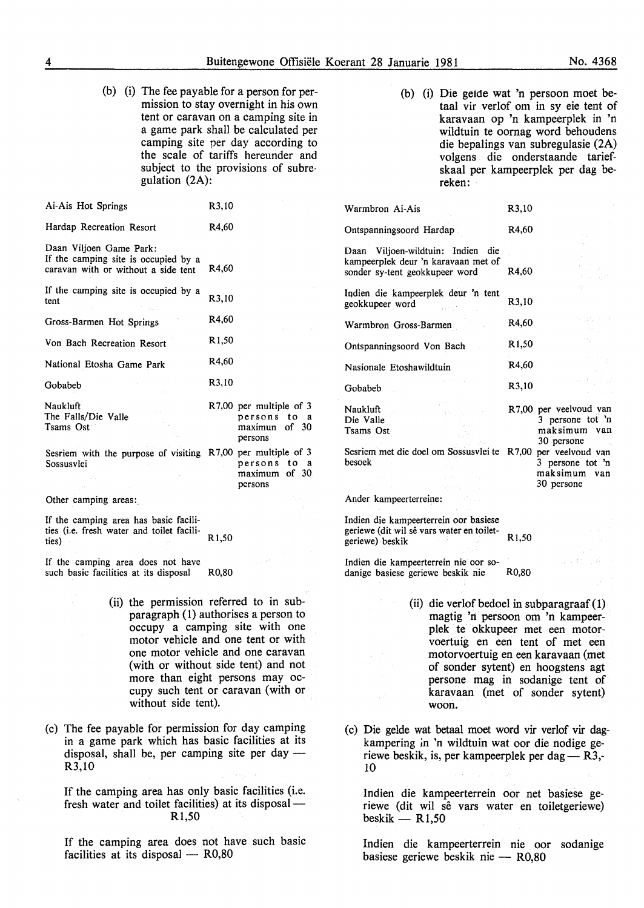(b) (i) The fee payable for a person for permission to stay overnight in his own tent or caravan on a camping site in a game park shall be calculated per camping site per day according to the scale of tariffs hereunder and subject to the provisions of subregulation (2A):

| | | |
|---|---|---|
| Ai-Ais Hot Springs | R3,10 | |
| Hardap Recreation Resort | R4,60 | |
| Daan Viljoen Game Park: If the camping site is occupied by a caravan with or without a side tent | R4,60 | |
| If the camping site is occupied by a tent | R3,10 | |
| Gross-Barmen Hot Springs | R4,60 | |
| Von Bach Recreation Resort | R1,50 | |
| National Etosha Game Park | R4,60 | |
| Gobabeb | R3,10 | |
| Naukluft<br>The Falls/Die Valle<br>Tsams Ost | R7,00 | per multiple of 3 persons to a maximun of 30 persons |
| Sesriem with the purpose of visiting Sossusvlei | R7,00 | per multiple of 3 persons to a maximum of 30 persons |
| Other camping areas: | | |
| If the camping area has basic facilities (i.e. fresh water and toilet facilities) | R1,50 | |
| If the camping area does not have such basic facilities at its disposal | R0,80 | |

(ii) the permission referred to in subparagraph (1) authorises a person to occupy a camping site with one motor vehicle and one tent or with one motor vehicle and one caravan (with or without side tent) and not more than eight persons may occupy such tent or caravan (with or without side tent).

(c) The fee payable for permission for day camping in a game park which has basic facilities at its disposal, shall be, per camping site per day — R3,10

If the camping area has only basic facilities (i.e. fresh water and toilet facilities) at its disposal — R1,50

If the camping area does not have such basic facilities at its disposal — R0,80

(b) (i) Die gelde wat 'n persoon moet betaal vir verlof om in sy eie tent of karavaan op 'n kampeerplek in 'n wildtuin te oornag word behoudens die bepalings van subregulasie (2A) volgens die onderstaande tariefskaal per kampeerplek per dag bereken:

| | | |
|---|---|---|
| Warmbron Ai-Ais | R3,10 | |
| Ontspanningsoord Hardap | R4,60 | |
| Daan Viljoen-wildtuin: Indien die kampeerplek deur 'n karavaan met of sonder sy-tent geokkupeer word | R4,60 | |
| Indien die kampeerplek deur 'n tent geokkupeer word | R3,10 | |
| Warmbron Gross-Barmen | R4,60 | |
| Ontspanningsoord Von Bach | R1,50 | |
| Nasionale Etoshawildtuin | R4,60 | |
| Gobabeb | R3,10 | |
| Naukluft<br>Die Valle<br>Tsams Ost | R7,00 | per veelvoud van 3 persone tot 'n maksimum van 30 persone |
| Sesriem met die doel om Sossusvlei te besoek | R7,00 | per veelvoud van 3 persone tot 'n maksimum van 30 persone |
| Ander kampeerterreine: | | |
| Indien die kampeerterrein oor basiese geriewe (dit wil sê vars water en toiletgeriewe) beskik | R1,50 | |
| Indien die kampeerterrein nie oor sodanige basiese geriewe beskik nie | R0,80 | |

(ii) die verlof bedoel in subparagraaf (1) magtig 'n persoon om 'n kampeerplek te okkupeer met een motorvoertuig en een tent of met een motorvoertuig en een karavaan (met of sonder sytent) en hoogstens agt persone mag in sodanige tent of karavaan (met of sonder sytent) woon.

(c) Die gelde wat betaal moet word vir verlof vir dagkampering in 'n wildtuin wat oor die nodige geriewe beskik, is, per kampeerplek per dag — R3,10

Indien die kampeerterrein oor net basiese geriewe (dit wil sê vars water en toiletgeriewe) beskik — R1,50

Indien die kampeerterrein nie oor sodanige basiese geriewe beskik nie — R0,80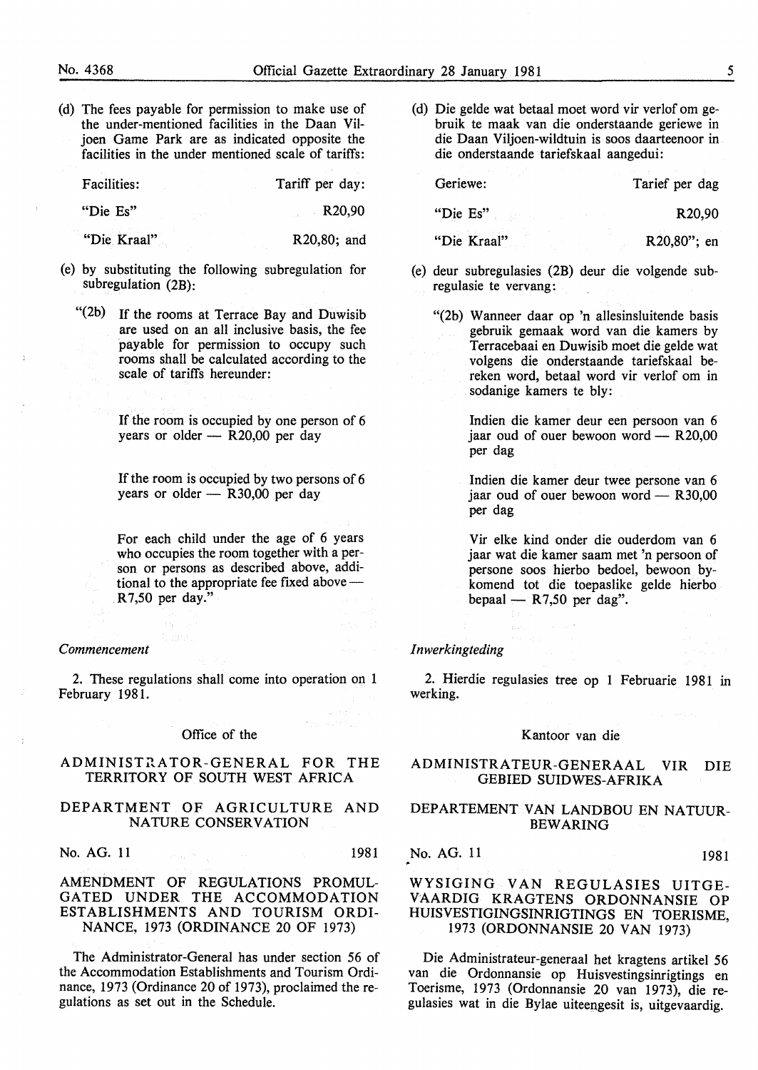(d) The fees payable for permission to make use of the under-mentioned facilities in the Daan Viljoen Game Park are as indicated opposite the facilities in the under mentioned scale of tariffs:

| Facilities: | Tariff per day: |
|---|---|
| "Die Es" | R20,90 |
| "Die Kraal" | R20,80; and |

(e) by substituting the following subregulation for subregulation (2B):

"(2b) If the rooms at Terrace Bay and Duwisib are used on an all inclusive basis, the fee payable for permission to occupy such rooms shall be calculated according to the scale of tariffs hereunder:

If the room is occupied by one person of 6 years or older — R20,00 per day

If the room is occupied by two persons of 6 years or older — R30,00 per day

For each child under the age of 6 years who occupies the room together with a person or persons as described above, additional to the appropriate fee fixed above — R7,50 per day."

*Commencement*

2. These regulations shall come into operation on 1 February 1981.

Office of the

ADMINISTRATOR-GENERAL FOR THE TERRITORY OF SOUTH WEST AFRICA

DEPARTMENT OF AGRICULTURE AND NATURE CONSERVATION

No. AG. 11 1981

AMENDMENT OF REGULATIONS PROMULGATED UNDER THE ACCOMMODATION ESTABLISHMENTS AND TOURISM ORDINANCE, 1973 (ORDINANCE 20 OF 1973)

The Administrator-General has under section 56 of the Accommodation Establishments and Tourism Ordinance, 1973 (Ordinance 20 of 1973), proclaimed the regulations as set out in the Schedule.

(d) Die gelde wat betaal moet word vir verlof om gebruik te maak van die onderstaande geriewe in die Daan Viljoen-wildtuin is soos daarteenoor in die onderstaande tariefskaal aangedui:

| Geriewe: | Tarief per dag |
|---|---|
| "Die Es" | R20,90 |
| "Die Kraal" | R20,80"; en |

(e) deur subregulasies (2B) deur die volgende subregulasie te vervang:

"(2b) Wanneer daar op 'n allesinsluitende basis gebruik gemaak word van die kamers by Terracebaai en Duwisib moet die gelde wat volgens die onderstaande tariefskaal bereken word, betaal word vir verlof om in sodanige kamers te bly:

Indien die kamer deur een persoon van 6 jaar oud of ouer bewoon word — R20,00 per dag

Indien die kamer deur twee persone van 6 jaar oud of ouer bewoon word — R30,00 per dag

Vir elke kind onder die ouderdom van 6 jaar wat die kamer saam met 'n persoon of persone soos hierbo bedoel, bewoon bykomend tot die toepaslike gelde hierbo bepaal — R7,50 per dag".

*Inwerkingteding*

2. Hierdie regulasies tree op 1 Februarie 1981 in werking.

Kantoor van die

ADMINISTRATEUR-GENERAAL VIR DIE GEBIED SUIDWES-AFRIKA

DEPARTEMENT VAN LANDBOU EN NATUURBEWARING

No. AG. 11 1981

WYSIGING VAN REGULASIES UITGEVAARDIG KRAGTENS ORDONNANSIE OP HUISVESTIGINGSINRIGTINGS EN TOERISME, 1973 (ORDONNANSIE 20 VAN 1973)

Die Administrateur-generaal het kragtens artikel 56 van die Ordonnansie op Huisvestingsinrigtings en Toerisme, 1973 (Ordonnansie 20 van 1973), die regulasies wat in die Bylae uiteengesit is, uitgevaardig.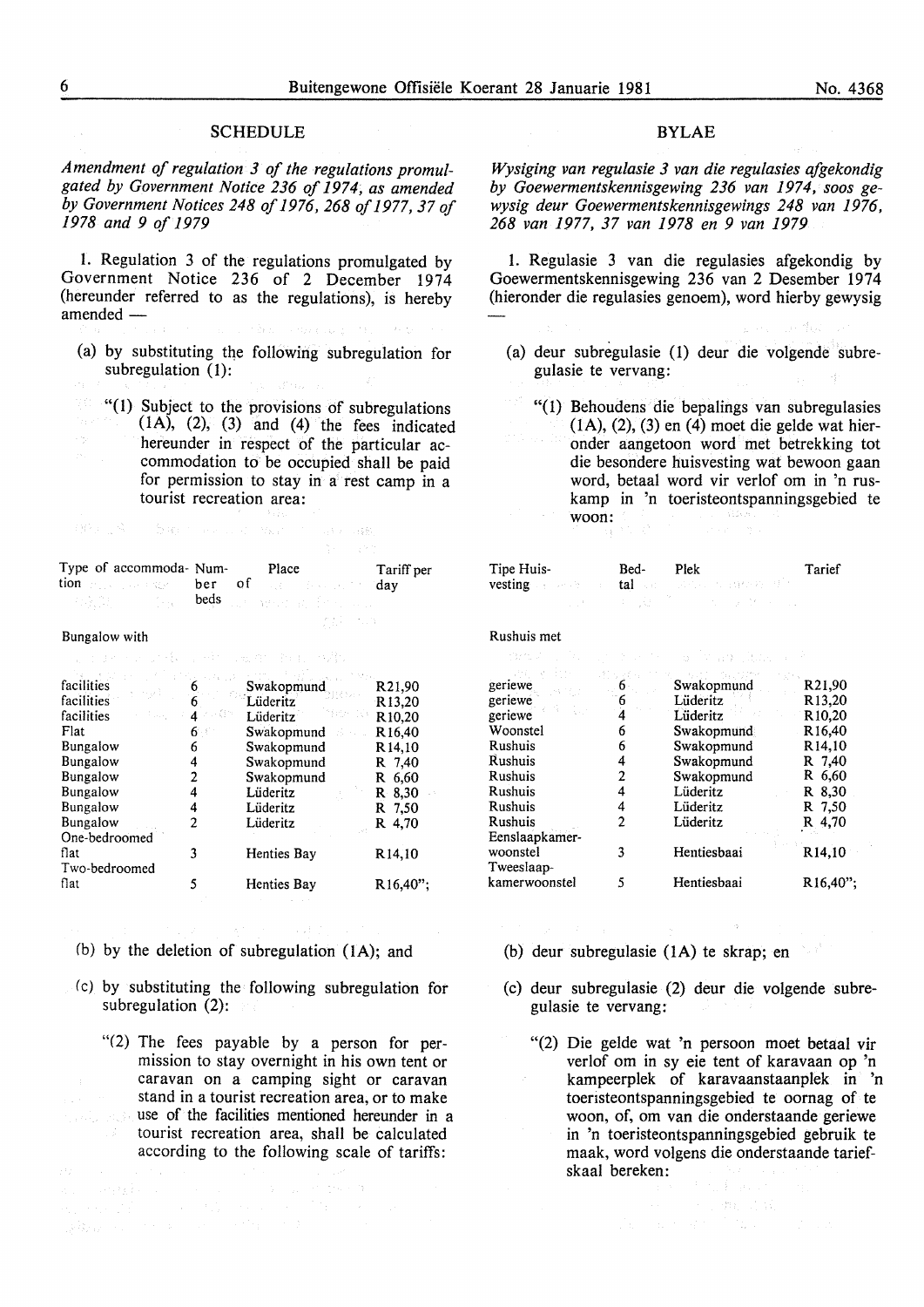## SCHEDULE

*Amendment of regulation 3 of the regulations promulgated by Government Notice 236 of 1974, as amended by Government Notices 248 of 1976, 268 of 1977, 37 of 1978 and 9 of 1979*

1. Regulation 3 of the regulations promulgated by Government Notice 236 of 2 December 1974 (hereunder referred to as the regulations), is hereby amended —

(a) by substituting the following subregulation for subregulation (1):

"(1) Subject to the provisions of subregulations (1A), (2), (3) and (4) the fees indicated hereunder in respect of the particular accommodation to be occupied shall be paid for permission to stay in a rest camp in a tourist recreation area:

| Type of accommodation | Number of beds | Place | Tariff per day |
|---|---|---|---|
| Bungalow with | | | |
| facilities | 6 | Swakopmund | R21,90 |
| facilities | 6 | Lüderitz | R13,20 |
| facilities | 4 | Lüderitz | R10,20 |
| Flat | 6 | Swakopmund | R16,40 |
| Bungalow | 6 | Swakopmund | R14,10 |
| Bungalow | 4 | Swakopmund | R 7,40 |
| Bungalow | 2 | Swakopmund | R 6,60 |
| Bungalow | 4 | Lüderitz | R 8,30 |
| Bungalow | 4 | Lüderitz | R 7,50 |
| Bungalow | 2 | Lüderitz | R 4,70 |
| One-bedroomed flat | 3 | Henties Bay | R14,10 |
| Two-bedroomed flat | 5 | Henties Bay | R16,40"; |

(b) by the deletion of subregulation (1A); and

(c) by substituting the following subregulation for subregulation (2):

"(2) The fees payable by a person for permission to stay overnight in his own tent or caravan on a camping sight or caravan stand in a tourist recreation area, or to make use of the facilities mentioned hereunder in a tourist recreation area, shall be calculated according to the following scale of tariffs:

## BYLAE

*Wysiging van regulasie 3 van die regulasies afgekondig by Goewermentskennisgewing 236 van 1974, soos gewysig deur Goewermentskennisgewings 248 van 1976, 268 van 1977, 37 van 1978 en 9 van 1979*

1. Regulasie 3 van die regulasies afgekondig by Goewermentskennisgewing 236 van 2 Desember 1974 (hieronder die regulasies genoem), word hierby gewysig —

(a) deur subregulasie (1) deur die volgende subregulasie te vervang:

"(1) Behoudens die bepalings van subregulasies (1A), (2), (3) en (4) moet die gelde wat hieronder aangetoon word met betrekking tot die besondere huisvesting wat bewoon gaan word, betaal word vir verlof om in 'n ruskamp in 'n toeristeontspanningsgebied te woon:

| Tipe Huisvesting | Bedtal | Plek | Tarief |
|---|---|---|---|
| Rushuis met | | | |
| geriewe | 6 | Swakopmund | R21,90 |
| geriewe | 6 | Lüderitz | R13,20 |
| geriewe | 4 | Lüderitz | R10,20 |
| Woonstel | 6 | Swakopmund | R16,40 |
| Rushuis | 6 | Swakopmund | R14,10 |
| Rushuis | 4 | Swakopmund | R 7,40 |
| Rushuis | 2 | Swakopmund | R 6,60 |
| Rushuis | 4 | Lüderitz | R 8,30 |
| Rushuis | 4 | Lüderitz | R 7,50 |
| Rushuis | 2 | Lüderitz | R 4,70 |
| Eenslaapkamerwoonstel | 3 | Hentiesbaai | R14,10 |
| Tweeslaapkamerwoonstel | 5 | Hentiesbaai | R16,40"; |

(b) deur subregulasie (1A) te skrap; en

(c) deur subregulasie (2) deur die volgende subregulasie te vervang:

"(2) Die gelde wat 'n persoon moet betaal vir verlof om in sy eie tent of karavaan op 'n kampeerplek of karavaanstaanplek in 'n toeristeontspanningsgebied te oornag of te woon, of, om van die onderstaande geriewe in 'n toeristeontspanningsgebied gebruik te maak, word volgens die onderstaande tariefskaal bereken: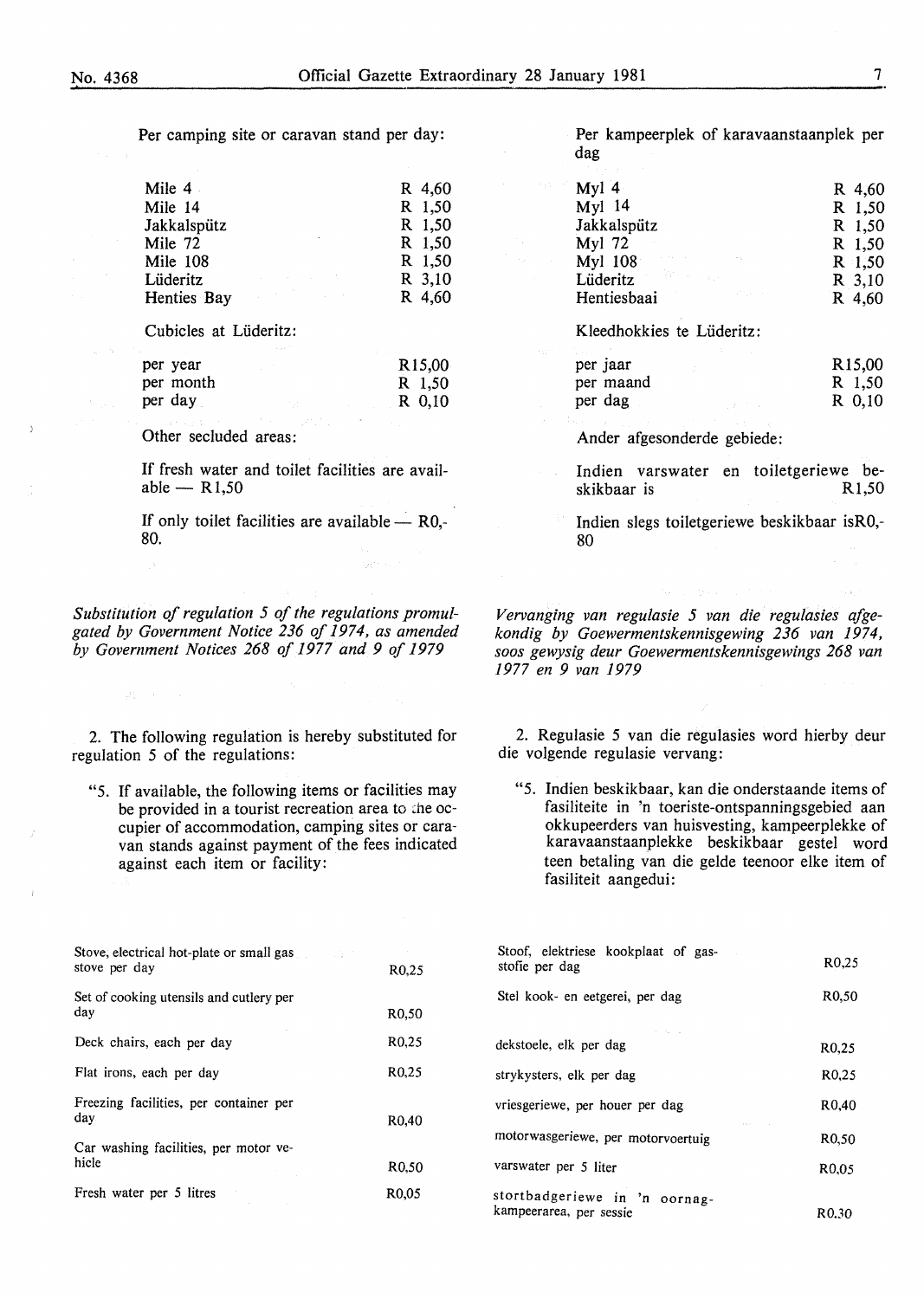Per camping site or caravan stand per day:

| | |
|---|---|
| Mile 4 | R 4,60 |
| Mile 14 | R 1,50 |
| Jakkalspütz | R 1,50 |
| Mile 72 | R 1,50 |
| Mile 108 | R 1,50 |
| Lüderitz | R 3,10 |
| Henties Bay | R 4,60 |

Cubicles at Lüderitz:

| | |
|---|---|
| per year | R15,00 |
| per month | R 1,50 |
| per day | R 0,10 |

Other secluded areas:

If fresh water and toilet facilities are available — R1,50

If only toilet facilities are available — R0,-80.

*Substitution of regulation 5 of the regulations promulgated by Government Notice 236 of 1974, as amended by Government Notices 268 of 1977 and 9 of 1979*

2. The following regulation is hereby substituted for regulation 5 of the regulations:

"5. If available, the following items or facilities may be provided in a tourist recreation area to the occupier of accommodation, camping sites or caravan stands against payment of the fees indicated against each item or facility:

| | |
|---|---|
| Stove, electrical hot-plate or small gas stove per day | R0,25 |
| Set of cooking utensils and cutlery per day | R0,50 |
| Deck chairs, each per day | R0,25 |
| Flat irons, each per day | R0,25 |
| Freezing facilities, per container per day | R0,40 |
| Car washing facilities, per motor vehicle | R0,50 |
| Fresh water per 5 litres | R0,05 |

Per kampeerplek of karavaanstaanplek per dag

| | |
|---|---|
| Myl 4 | R 4,60 |
| Myl 14 | R 1,50 |
| Jakkalspütz | R 1,50 |
| Myl 72 | R 1,50 |
| Myl 108 | R 1,50 |
| Lüderitz | R 3,10 |
| Hentiesbaai | R 4,60 |

Kleedhokkies te Lüderitz:

| | |
|---|---|
| per jaar | R15,00 |
| per maand | R 1,50 |
| per dag | R 0,10 |

Ander afgesonderde gebiede:

Indien varswater en toiletgeriewe beskikbaar is R1,50

Indien slegs toiletgeriewe beskikbaar isR0,-80

*Vervanging van regulasie 5 van die regulasies afgekondig by Goewermentskennisgewing 236 van 1974, soos gewysig deur Goewermentskennisgewings 268 van 1977 en 9 van 1979*

2. Regulasie 5 van die regulasies word hierby deur die volgende regulasie vervang:

"5. Indien beskikbaar, kan die onderstaande items of fasiliteite in 'n toeriste-ontspanningsgebied aan okkupeerders van huisvesting, kampeerplekke of karavaanstaanplekke beskikbaar gestel word teen betaling van die gelde teenoor elke item of fasiliteit aangedui:

| | |
|---|---|
| Stoof, elektriese kookplaat of gasstofie per dag | R0,25 |
| Stel kook- en eetgerei, per dag | R0,50 |
| dekstoele, elk per dag | R0,25 |
| strykysters, elk per dag | R0,25 |
| vriesgeriewe, per houer per dag | R0,40 |
| motorwasgeriewe, per motorvoertuig | R0,50 |
| varswater per 5 liter | R0,05 |
| stortbadgeriewe in 'n oornagkampeerarea, per sessie | R0,30 |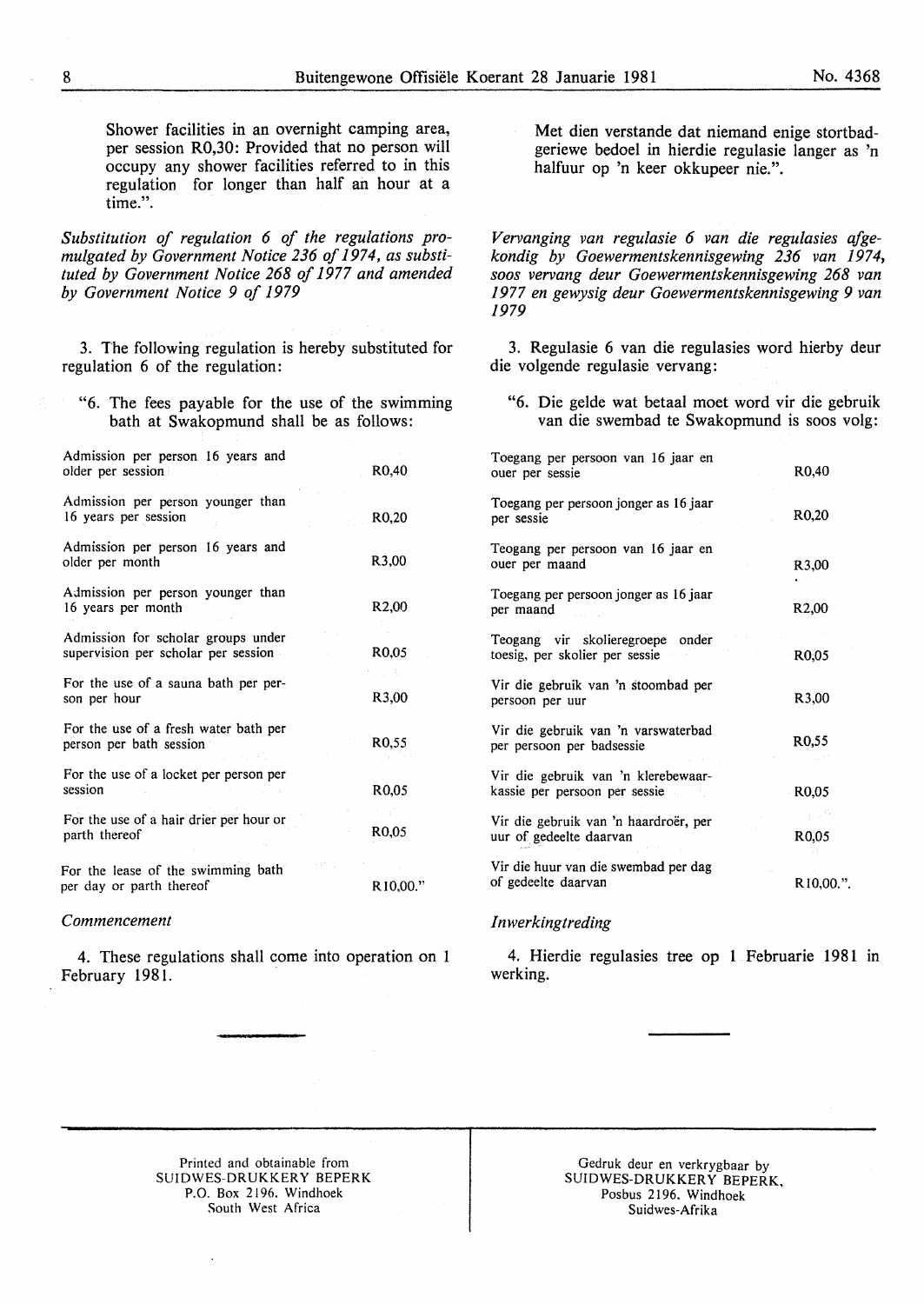Shower facilities in an overnight camping area, per session R0,30: Provided that no person will occupy any shower facilities referred to in this regulation for longer than half an hour at a time.".

*Substitution of regulation 6 of the regulations promulgated by Government Notice 236 of 1974, as substituted by Government Notice 268 of 1977 and amended by Government Notice 9 of 1979*

3. The following regulation is hereby substituted for regulation 6 of the regulation:

"6. The fees payable for the use of the swimming bath at Swakopmund shall be as follows:

| | |
|---|---|
| Admission per person 16 years and older per session | R0,40 |
| Admission per person younger than 16 years per session | R0,20 |
| Admission per person 16 years and older per month | R3,00 |
| Admission per person younger than 16 years per month | R2,00 |
| Admission for scholar groups under supervision per scholar per session | R0,05 |
| For the use of a sauna bath per person per hour | R3,00 |
| For the use of a fresh water bath per person per bath session | R0,55 |
| For the use of a locket per person per session | R0,05 |
| For the use of a hair drier per hour or parth thereof | R0,05 |
| For the lease of the swimming bath per day or parth thereof | R10,00." |

*Commencement*

4. These regulations shall come into operation on 1 February 1981.

Met dien verstande dat niemand enige stortbadgeriewe bedoel in hierdie regulasie langer as 'n halfuur op 'n keer okkupeer nie.".

*Vervanging van regulasie 6 van die regulasies afgekondig by Goewermentskennisgewing 236 van 1974, soos vervang deur Goewermentskennisgewing 268 van 1977 en gewysig deur Goewermentskennisgewing 9 van 1979*

3. Regulasie 6 van die regulasies word hierby deur die volgende regulasie vervang:

"6. Die gelde wat betaal moet word vir die gebruik van die swembad te Swakopmund is soos volg:

| | |
|---|---|
| Toegang per persoon van 16 jaar en ouer per sessie | R0,40 |
| Toegang per persoon jonger as 16 jaar per sessie | R0,20 |
| Teogang per persoon van 16 jaar en ouer per maand | R3,00 |
| Toegang per persoon jonger as 16 jaar per maand | R2,00 |
| Teogang vir skolieregroepe onder toesig, per skolier per sessie | R0,05 |
| Vir die gebruik van 'n stoombad per persoon per uur | R3,00 |
| Vir die gebruik van 'n varswaterbad per persoon per badsessie | R0,55 |
| Vir die gebruik van 'n klerebewaarkassie per persoon per sessie | R0,05 |
| Vir die gebruik van 'n haardroër, per uur of gedeelte daarvan | R0,05 |
| Vir die huur van die swembad per dag of gedeelte daarvan | R10,00.". |

*Inwerkingtreding*

4. Hierdie regulasies tree op 1 Februarie 1981 in werking.

Printed and obtainable from
SUIDWES-DRUKKERY BEPERK
P.O. Box 2196, Windhoek
South West Africa

Gedruk deur en verkrygbaar by
SUIDWES-DRUKKERY BEPERK,
Posbus 2196, Windhoek
Suidwes-Afrika